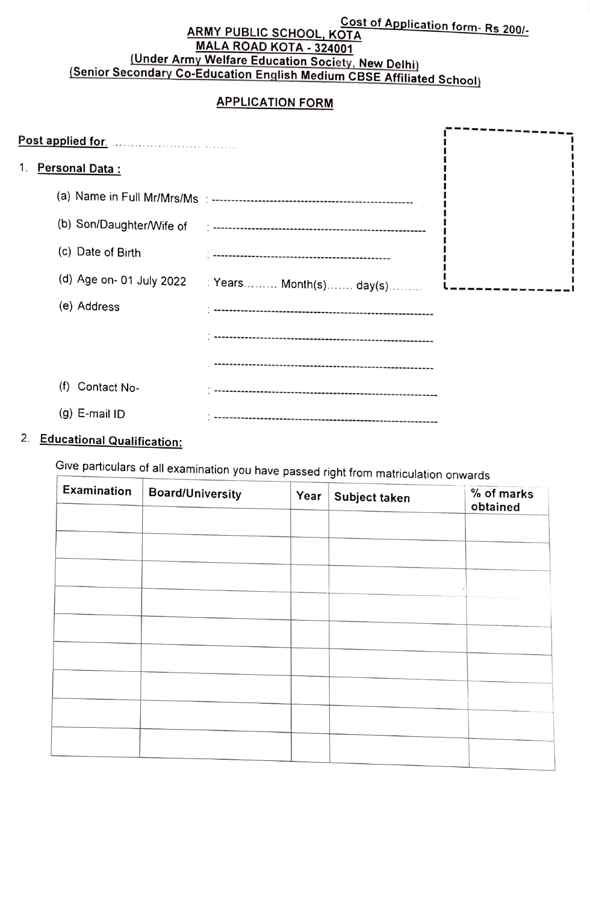Cost of Application form- Rs 200/-

# ARMY PUBLIC SCHOOL, KOTA

## MALA ROAD KOTA - 324001

(Under Army Welfare Education Society, New Delhi)

(Senior Secondary Co-Education English Medium CBSE Affiliated School)

## APPLICATION FORM

**Post applied for:** ...................... ........

1. **Personal Data :**

   (a) Name in Full Mr/Mrs/Ms : ---------------------------------------------------

   (b) Son/Daughter/Wife of : ---------------------------------------------------

   (c) Date of Birth : ---------------------------------------------

   (d) Age on- 01 July 2022 : Years......... Month(s)....... day(s).........

   (e) Address : ---------------------------------------------------------

   : ---------------------------------------------------------

   : ---------------------------------------------------------

   (f) Contact No- : ---------------------------------------------------------

   (g) E-mail ID : ---------------------------------------------------------

2. **Educational Qualification:**

   Give particulars of all examination you have passed right from matriculation onwards

| Examination | Board/University | Year | Subject taken | % of marks obtained |
|---|---|---|---|---|
| | | | | |
| | | | | |
| | | | | |
| | | | | |
| | | | | |
| | | | | |
| | | | | |
| | | | | |
| | | | | |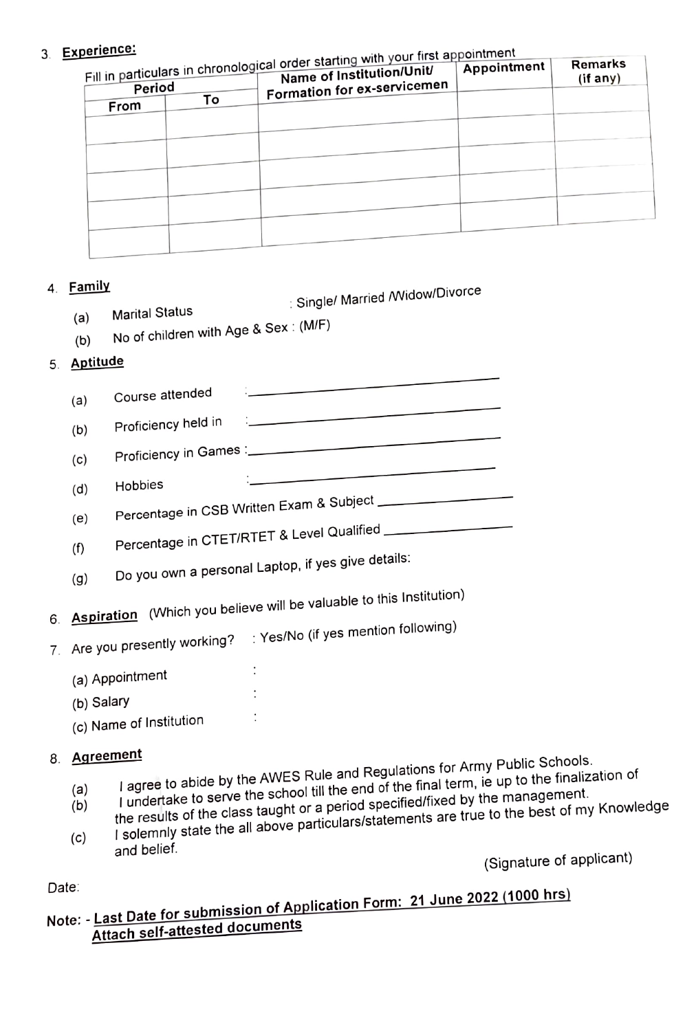3. **Experience:**

Fill in particulars in chronological order starting with your first appointment

| Period | | Name of Institution/Unit/ Formation for ex-servicemen | Appointment | Remarks (if any) |
|---|---|---|---|---|
| From | To | | | |
| | | | | |
| | | | | |
| | | | | |
| | | | | |
| | | | | |

4. **Family**

   (a) Marital Status : Single/ Married /Widow/Divorce

   (b) No of children with Age & Sex : (M/F)

5. **Aptitude**

   (a) Course attended : ____________________

   (b) Proficiency held in : ____________________

   (c) Proficiency in Games : ____________________

   (d) Hobbies : ____________________

   (e) Percentage in CSB Written Exam & Subject ____________________

   (f) Percentage in CTET/RTET & Level Qualified ____________________

   (g) Do you own a personal Laptop, if yes give details:

6. **Aspiration** (Which you believe will be valuable to this Institution)

7. Are you presently working? : Yes/No (if yes mention following)

   (a) Appointment :

   (b) Salary :

   (c) Name of Institution :

8. **Agreement**

   (a) I agree to abide by the AWES Rule and Regulations for Army Public Schools.

   (b) I undertake to serve the school till the end of the final term, ie up to the finalization of the results of the class taught or a period specified/fixed by the management.

   (c) I solemnly state the all above particulars/statements are true to the best of my Knowledge and belief.

(Signature of applicant)

Date:

Note: - **Last Date for submission of Application Form: 21 June 2022 (1000 hrs)**
**Attach self-attested documents**